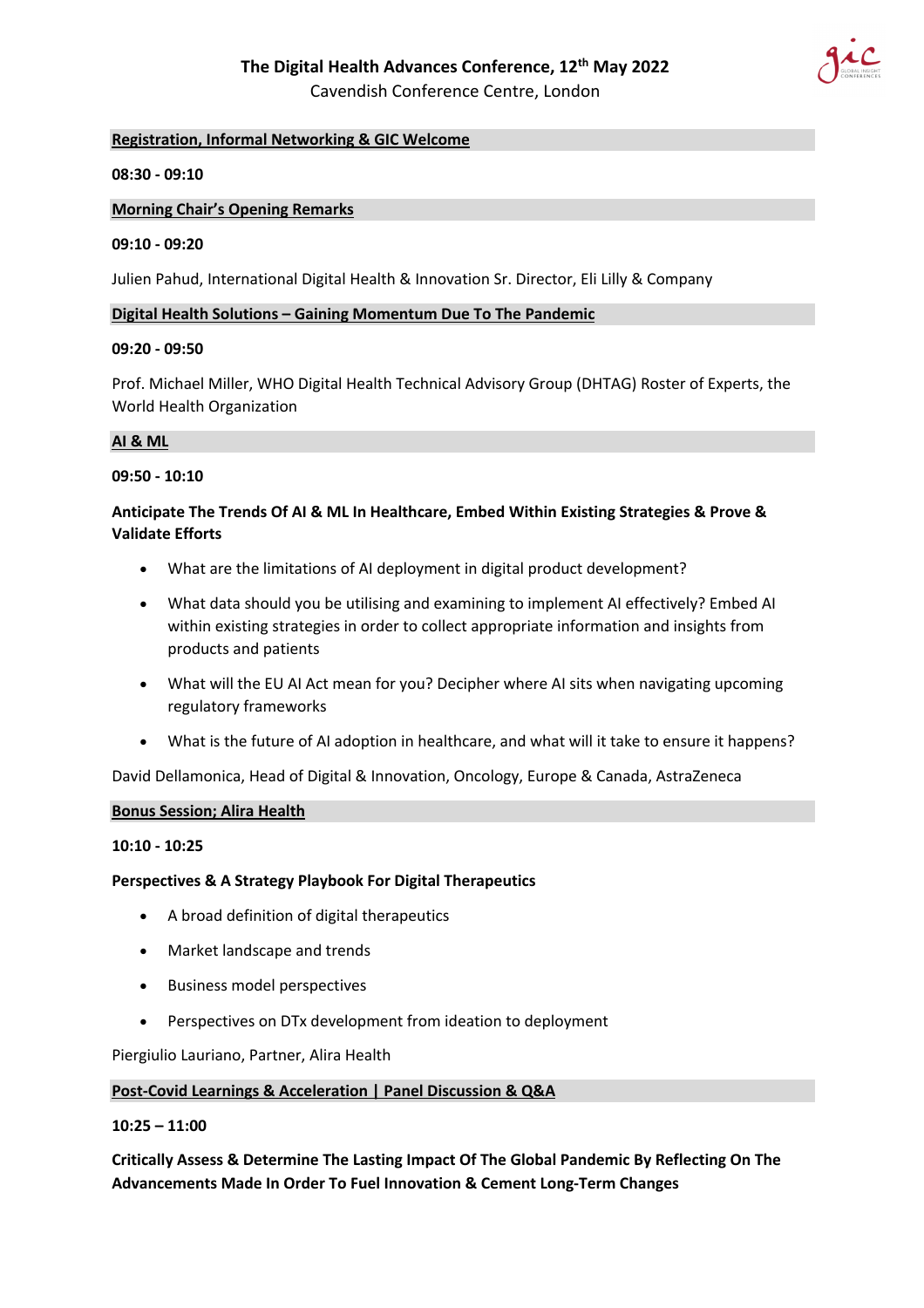# The Digital Health Advances Conference, 12th May 2022

Cavendish Conference Centre, London

## Registration, Informal Networking & GIC Welcome

**08:30 - 09:10**

## Morning Chair's Opening Remarks

**09:10 - 09:20**

Julien Pahud, International Digital Health & Innovation Sr. Director, Eli Lilly & Company

## Digital Health Solutions – Gaining Momentum Due To The Pandemic

**09:20 - 09:50**

Prof. Michael Miller, WHO Digital Health Technical Advisory Group (DHTAG) Roster of Experts, the World Health Organization

## AI & ML

**09:50 - 10:10**

**Anticipate The Trends Of AI & ML In Healthcare, Embed Within Existing Strategies & Prove & Validate Efforts**

- What are the limitations of AI deployment in digital product development?
- What data should you be utilising and examining to implement AI effectively? Embed AI within existing strategies in order to collect appropriate information and insights from products and patients
- What will the EU AI Act mean for you? Decipher where AI sits when navigating upcoming regulatory frameworks
- What is the future of AI adoption in healthcare, and what will it take to ensure it happens?

David Dellamonica, Head of Digital & Innovation, Oncology, Europe & Canada, AstraZeneca

## Bonus Session; Alira Health

**10:10 - 10:25**

**Perspectives & A Strategy Playbook For Digital Therapeutics**

- A broad definition of digital therapeutics
- Market landscape and trends
- Business model perspectives
- Perspectives on DTx development from ideation to deployment

Piergiulio Lauriano, Partner, Alira Health

## Post-Covid Learnings & Acceleration | Panel Discussion & Q&A

**10:25 – 11:00**

**Critically Assess & Determine The Lasting Impact Of The Global Pandemic By Reflecting On The Advancements Made In Order To Fuel Innovation & Cement Long-Term Changes**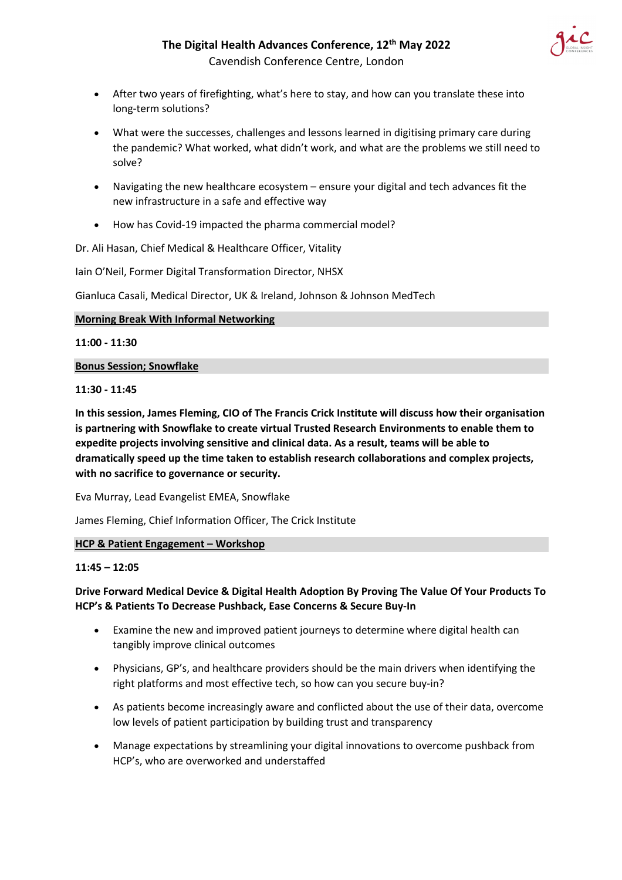- After two years of firefighting, what's here to stay, and how can you translate these into long-term solutions?
- What were the successes, challenges and lessons learned in digitising primary care during the pandemic? What worked, what didn't work, and what are the problems we still need to solve?
- Navigating the new healthcare ecosystem – ensure your digital and tech advances fit the new infrastructure in a safe and effective way
- How has Covid-19 impacted the pharma commercial model?

Dr. Ali Hasan, Chief Medical & Healthcare Officer, Vitality

Iain O'Neil, Former Digital Transformation Director, NHSX

Gianluca Casali, Medical Director, UK & Ireland, Johnson & Johnson MedTech

**Morning Break With Informal Networking**

**11:00 - 11:30**

**Bonus Session; Snowflake**

**11:30 - 11:45**

**In this session, James Fleming, CIO of The Francis Crick Institute will discuss how their organisation is partnering with Snowflake to create virtual Trusted Research Environments to enable them to expedite projects involving sensitive and clinical data. As a result, teams will be able to dramatically speed up the time taken to establish research collaborations and complex projects, with no sacrifice to governance or security.**

Eva Murray, Lead Evangelist EMEA, Snowflake

James Fleming, Chief Information Officer, The Crick Institute

**HCP & Patient Engagement – Workshop**

**11:45 – 12:05**

**Drive Forward Medical Device & Digital Health Adoption By Proving The Value Of Your Products To HCP's & Patients To Decrease Pushback, Ease Concerns & Secure Buy-In**

- Examine the new and improved patient journeys to determine where digital health can tangibly improve clinical outcomes
- Physicians, GP's, and healthcare providers should be the main drivers when identifying the right platforms and most effective tech, so how can you secure buy-in?
- As patients become increasingly aware and conflicted about the use of their data, overcome low levels of patient participation by building trust and transparency
- Manage expectations by streamlining your digital innovations to overcome pushback from HCP's, who are overworked and understaffed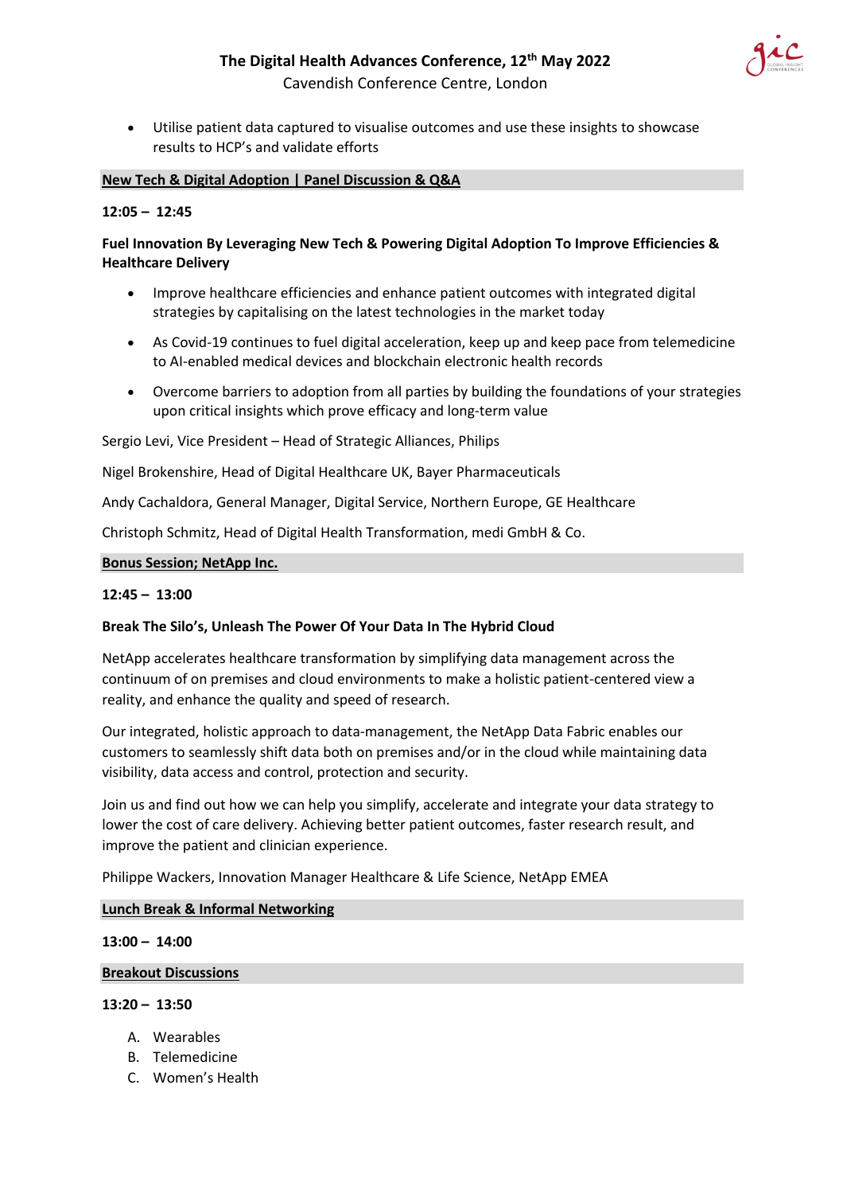- Utilise patient data captured to visualise outcomes and use these insights to showcase results to HCP's and validate efforts

## New Tech & Digital Adoption | Panel Discussion & Q&A

**12:05 – 12:45**

**Fuel Innovation By Leveraging New Tech & Powering Digital Adoption To Improve Efficiencies & Healthcare Delivery**

- Improve healthcare efficiencies and enhance patient outcomes with integrated digital strategies by capitalising on the latest technologies in the market today
- As Covid-19 continues to fuel digital acceleration, keep up and keep pace from telemedicine to AI-enabled medical devices and blockchain electronic health records
- Overcome barriers to adoption from all parties by building the foundations of your strategies upon critical insights which prove efficacy and long-term value

Sergio Levi, Vice President – Head of Strategic Alliances, Philips

Nigel Brokenshire, Head of Digital Healthcare UK, Bayer Pharmaceuticals

Andy Cachaldora, General Manager, Digital Service, Northern Europe, GE Healthcare

Christoph Schmitz, Head of Digital Health Transformation, medi GmbH & Co.

## Bonus Session; NetApp Inc.

**12:45 – 13:00**

**Break The Silo's, Unleash The Power Of Your Data In The Hybrid Cloud**

NetApp accelerates healthcare transformation by simplifying data management across the continuum of on premises and cloud environments to make a holistic patient-centered view a reality, and enhance the quality and speed of research.

Our integrated, holistic approach to data-management, the NetApp Data Fabric enables our customers to seamlessly shift data both on premises and/or in the cloud while maintaining data visibility, data access and control, protection and security.

Join us and find out how we can help you simplify, accelerate and integrate your data strategy to lower the cost of care delivery. Achieving better patient outcomes, faster research result, and improve the patient and clinician experience.

Philippe Wackers, Innovation Manager Healthcare & Life Science, NetApp EMEA

## Lunch Break & Informal Networking

**13:00 – 14:00**

## Breakout Discussions

**13:20 – 13:50**

A. Wearables
B. Telemedicine
C. Women's Health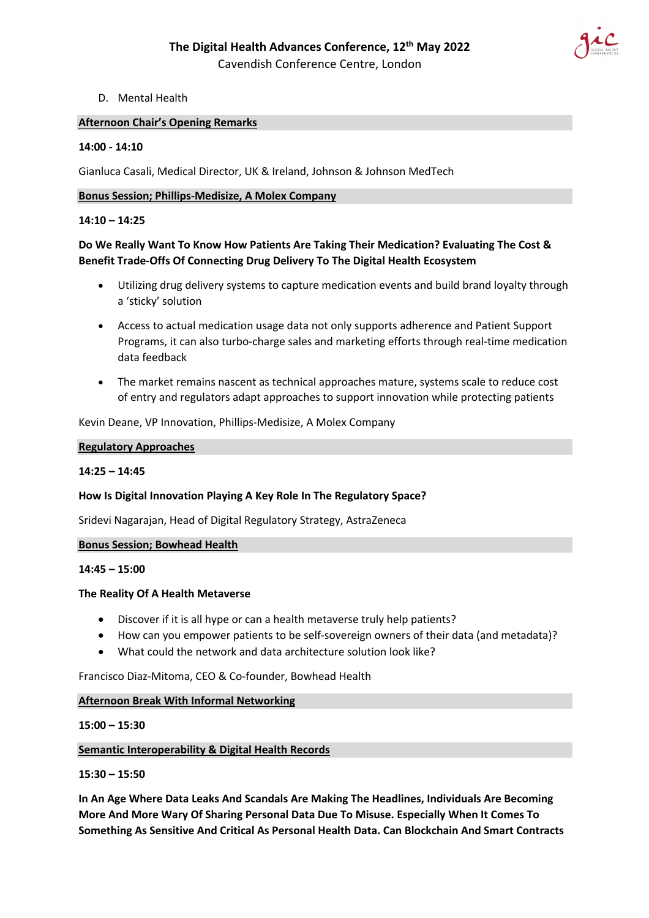D. Mental Health

**Afternoon Chair's Opening Remarks**

**14:00 - 14:10**

Gianluca Casali, Medical Director, UK & Ireland, Johnson & Johnson MedTech

**Bonus Session; Phillips-Medisize, A Molex Company**

**14:10 – 14:25**

**Do We Really Want To Know How Patients Are Taking Their Medication? Evaluating The Cost & Benefit Trade-Offs Of Connecting Drug Delivery To The Digital Health Ecosystem**

- Utilizing drug delivery systems to capture medication events and build brand loyalty through a 'sticky' solution
- Access to actual medication usage data not only supports adherence and Patient Support Programs, it can also turbo-charge sales and marketing efforts through real-time medication data feedback
- The market remains nascent as technical approaches mature, systems scale to reduce cost of entry and regulators adapt approaches to support innovation while protecting patients

Kevin Deane, VP Innovation, Phillips-Medisize, A Molex Company

**Regulatory Approaches**

**14:25 – 14:45**

**How Is Digital Innovation Playing A Key Role In The Regulatory Space?**

Sridevi Nagarajan, Head of Digital Regulatory Strategy, AstraZeneca

**Bonus Session; Bowhead Health**

**14:45 – 15:00**

**The Reality Of A Health Metaverse**

- Discover if it is all hype or can a health metaverse truly help patients?
- How can you empower patients to be self-sovereign owners of their data (and metadata)?
- What could the network and data architecture solution look like?

Francisco Diaz-Mitoma, CEO & Co-founder, Bowhead Health

**Afternoon Break With Informal Networking**

**15:00 – 15:30**

**Semantic Interoperability & Digital Health Records**

**15:30 – 15:50**

**In An Age Where Data Leaks And Scandals Are Making The Headlines, Individuals Are Becoming More And More Wary Of Sharing Personal Data Due To Misuse. Especially When It Comes To Something As Sensitive And Critical As Personal Health Data. Can Blockchain And Smart Contracts**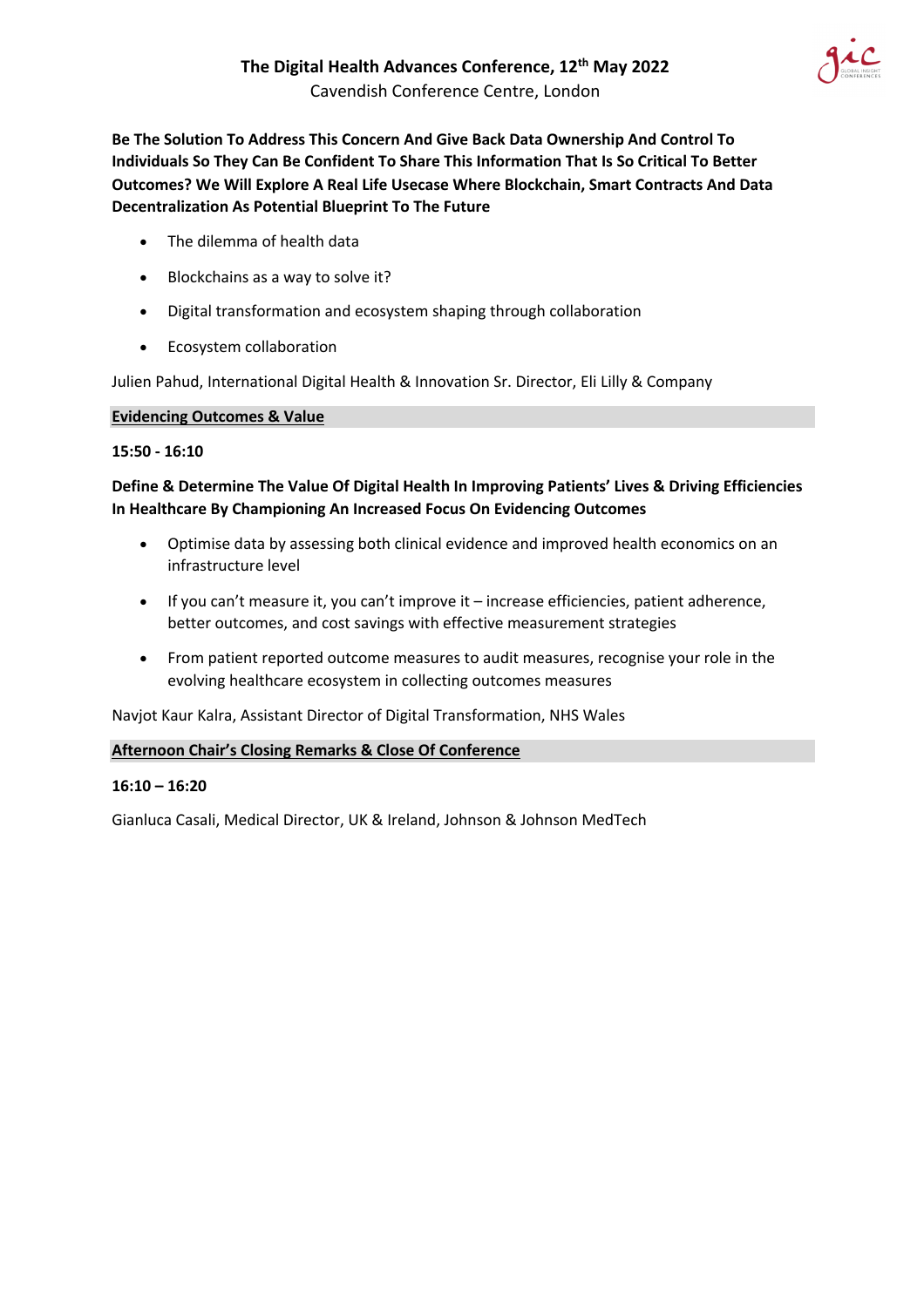**Be The Solution To Address This Concern And Give Back Data Ownership And Control To Individuals So They Can Be Confident To Share This Information That Is So Critical To Better Outcomes? We Will Explore A Real Life Usecase Where Blockchain, Smart Contracts And Data Decentralization As Potential Blueprint To The Future**

- The dilemma of health data
- Blockchains as a way to solve it?
- Digital transformation and ecosystem shaping through collaboration
- Ecosystem collaboration

Julien Pahud, International Digital Health & Innovation Sr. Director, Eli Lilly & Company

## Evidencing Outcomes & Value

**15:50 - 16:10**

**Define & Determine The Value Of Digital Health In Improving Patients' Lives & Driving Efficiencies In Healthcare By Championing An Increased Focus On Evidencing Outcomes**

- Optimise data by assessing both clinical evidence and improved health economics on an infrastructure level
- If you can't measure it, you can't improve it – increase efficiencies, patient adherence, better outcomes, and cost savings with effective measurement strategies
- From patient reported outcome measures to audit measures, recognise your role in the evolving healthcare ecosystem in collecting outcomes measures

Navjot Kaur Kalra, Assistant Director of Digital Transformation, NHS Wales

## Afternoon Chair's Closing Remarks & Close Of Conference

**16:10 – 16:20**

Gianluca Casali, Medical Director, UK & Ireland, Johnson & Johnson MedTech